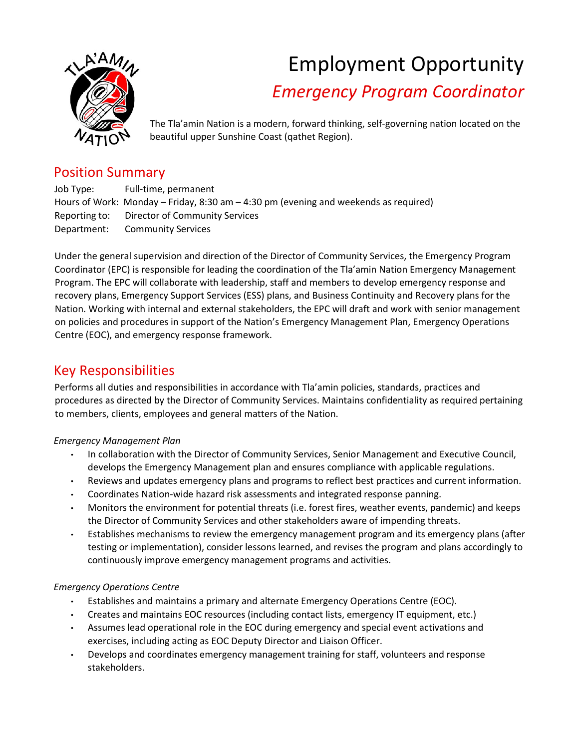# Employment Opportunity

## *Emergency Program Coordinator*

The Tla'amin Nation is a modern, forward thinking, self-governing nation located on the beautiful upper Sunshine Coast (qathet Region).

## Position Summary

Job Type: Full-time, permanent
Hours of Work: Monday – Friday, 8:30 am – 4:30 pm (evening and weekends as required)
Reporting to: Director of Community Services
Department: Community Services

Under the general supervision and direction of the Director of Community Services, the Emergency Program Coordinator (EPC) is responsible for leading the coordination of the Tla'amin Nation Emergency Management Program. The EPC will collaborate with leadership, staff and members to develop emergency response and recovery plans, Emergency Support Services (ESS) plans, and Business Continuity and Recovery plans for the Nation. Working with internal and external stakeholders, the EPC will draft and work with senior management on policies and procedures in support of the Nation's Emergency Management Plan, Emergency Operations Centre (EOC), and emergency response framework.

## Key Responsibilities

Performs all duties and responsibilities in accordance with Tla'amin policies, standards, practices and procedures as directed by the Director of Community Services. Maintains confidentiality as required pertaining to members, clients, employees and general matters of the Nation.

*Emergency Management Plan*

- In collaboration with the Director of Community Services, Senior Management and Executive Council, develops the Emergency Management plan and ensures compliance with applicable regulations.
- Reviews and updates emergency plans and programs to reflect best practices and current information.
- Coordinates Nation-wide hazard risk assessments and integrated response panning.
- Monitors the environment for potential threats (i.e. forest fires, weather events, pandemic) and keeps the Director of Community Services and other stakeholders aware of impending threats.
- Establishes mechanisms to review the emergency management program and its emergency plans (after testing or implementation), consider lessons learned, and revises the program and plans accordingly to continuously improve emergency management programs and activities.

*Emergency Operations Centre*

- Establishes and maintains a primary and alternate Emergency Operations Centre (EOC).
- Creates and maintains EOC resources (including contact lists, emergency IT equipment, etc.)
- Assumes lead operational role in the EOC during emergency and special event activations and exercises, including acting as EOC Deputy Director and Liaison Officer.
- Develops and coordinates emergency management training for staff, volunteers and response stakeholders.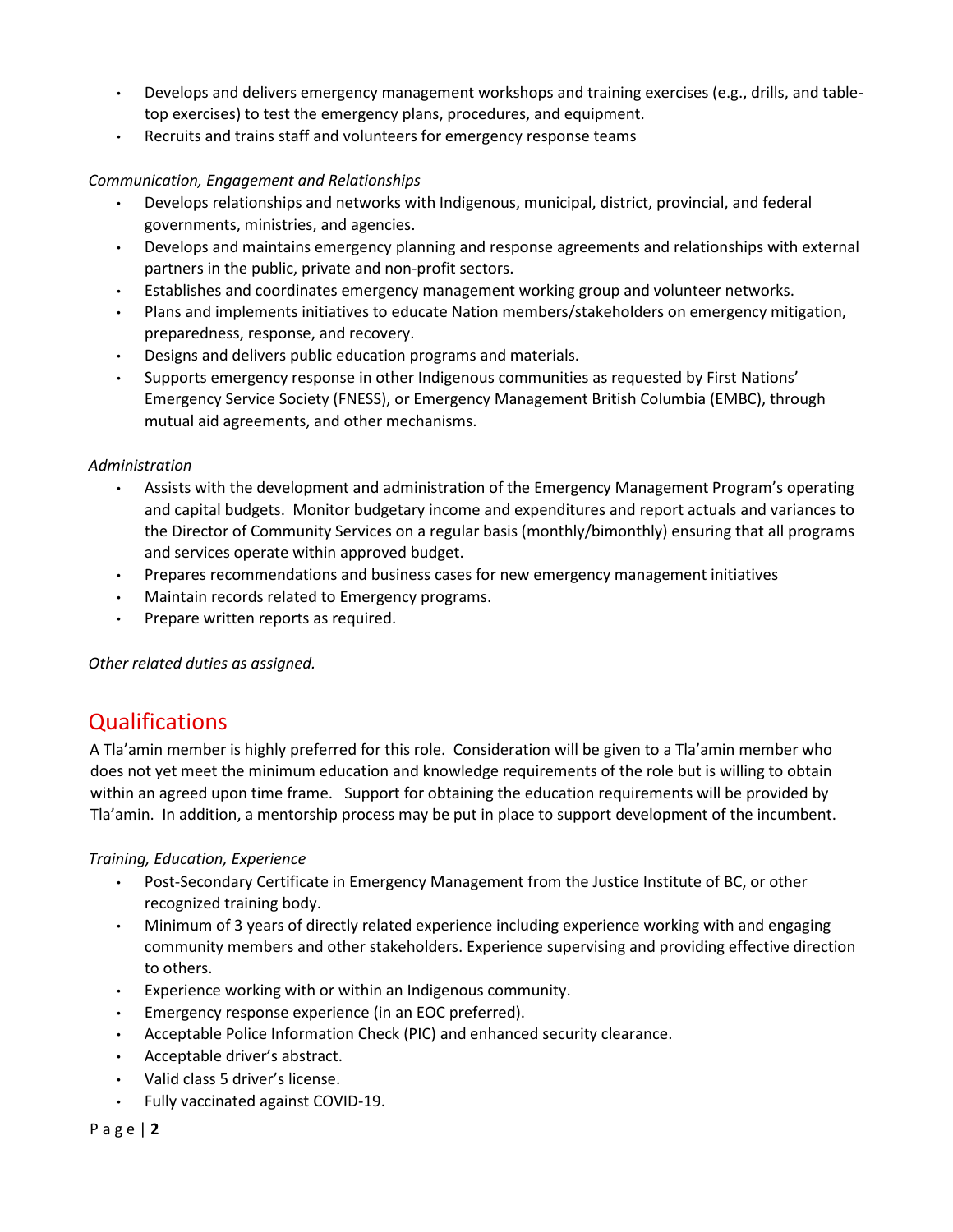- Develops and delivers emergency management workshops and training exercises (e.g., drills, and table-top exercises) to test the emergency plans, procedures, and equipment.
- Recruits and trains staff and volunteers for emergency response teams

*Communication, Engagement and Relationships*

- Develops relationships and networks with Indigenous, municipal, district, provincial, and federal governments, ministries, and agencies.
- Develops and maintains emergency planning and response agreements and relationships with external partners in the public, private and non-profit sectors.
- Establishes and coordinates emergency management working group and volunteer networks.
- Plans and implements initiatives to educate Nation members/stakeholders on emergency mitigation, preparedness, response, and recovery.
- Designs and delivers public education programs and materials.
- Supports emergency response in other Indigenous communities as requested by First Nations' Emergency Service Society (FNESS), or Emergency Management British Columbia (EMBC), through mutual aid agreements, and other mechanisms.

*Administration*

- Assists with the development and administration of the Emergency Management Program's operating and capital budgets. Monitor budgetary income and expenditures and report actuals and variances to the Director of Community Services on a regular basis (monthly/bimonthly) ensuring that all programs and services operate within approved budget.
- Prepares recommendations and business cases for new emergency management initiatives
- Maintain records related to Emergency programs.
- Prepare written reports as required.

*Other related duties as assigned.*

## Qualifications

A Tla'amin member is highly preferred for this role. Consideration will be given to a Tla'amin member who does not yet meet the minimum education and knowledge requirements of the role but is willing to obtain within an agreed upon time frame. Support for obtaining the education requirements will be provided by Tla'amin. In addition, a mentorship process may be put in place to support development of the incumbent.

*Training, Education, Experience*

- Post-Secondary Certificate in Emergency Management from the Justice Institute of BC, or other recognized training body.
- Minimum of 3 years of directly related experience including experience working with and engaging community members and other stakeholders. Experience supervising and providing effective direction to others.
- Experience working with or within an Indigenous community.
- Emergency response experience (in an EOC preferred).
- Acceptable Police Information Check (PIC) and enhanced security clearance.
- Acceptable driver's abstract.
- Valid class 5 driver's license.
- Fully vaccinated against COVID-19.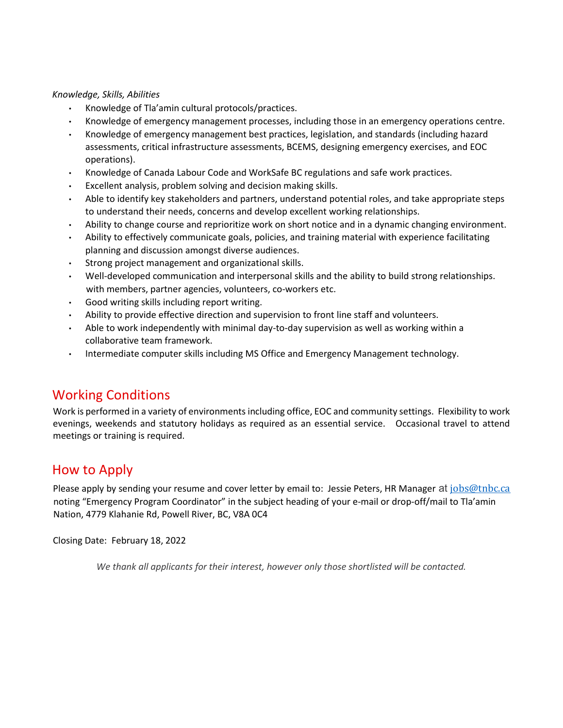*Knowledge, Skills, Abilities*

- Knowledge of Tla'amin cultural protocols/practices.
- Knowledge of emergency management processes, including those in an emergency operations centre.
- Knowledge of emergency management best practices, legislation, and standards (including hazard assessments, critical infrastructure assessments, BCEMS, designing emergency exercises, and EOC operations).
- Knowledge of Canada Labour Code and WorkSafe BC regulations and safe work practices.
- Excellent analysis, problem solving and decision making skills.
- Able to identify key stakeholders and partners, understand potential roles, and take appropriate steps to understand their needs, concerns and develop excellent working relationships.
- Ability to change course and reprioritize work on short notice and in a dynamic changing environment.
- Ability to effectively communicate goals, policies, and training material with experience facilitating planning and discussion amongst diverse audiences.
- Strong project management and organizational skills.
- Well-developed communication and interpersonal skills and the ability to build strong relationships. with members, partner agencies, volunteers, co-workers etc.
- Good writing skills including report writing.
- Ability to provide effective direction and supervision to front line staff and volunteers.
- Able to work independently with minimal day-to-day supervision as well as working within a collaborative team framework.
- Intermediate computer skills including MS Office and Emergency Management technology.

## Working Conditions

Work is performed in a variety of environments including office, EOC and community settings. Flexibility to work evenings, weekends and statutory holidays as required as an essential service. Occasional travel to attend meetings or training is required.

## How to Apply

Please apply by sending your resume and cover letter by email to: Jessie Peters, HR Manager at jobs@tnbc.ca noting "Emergency Program Coordinator" in the subject heading of your e-mail or drop-off/mail to Tla'amin Nation, 4779 Klahanie Rd, Powell River, BC, V8A 0C4

Closing Date: February 18, 2022

*We thank all applicants for their interest, however only those shortlisted will be contacted.*